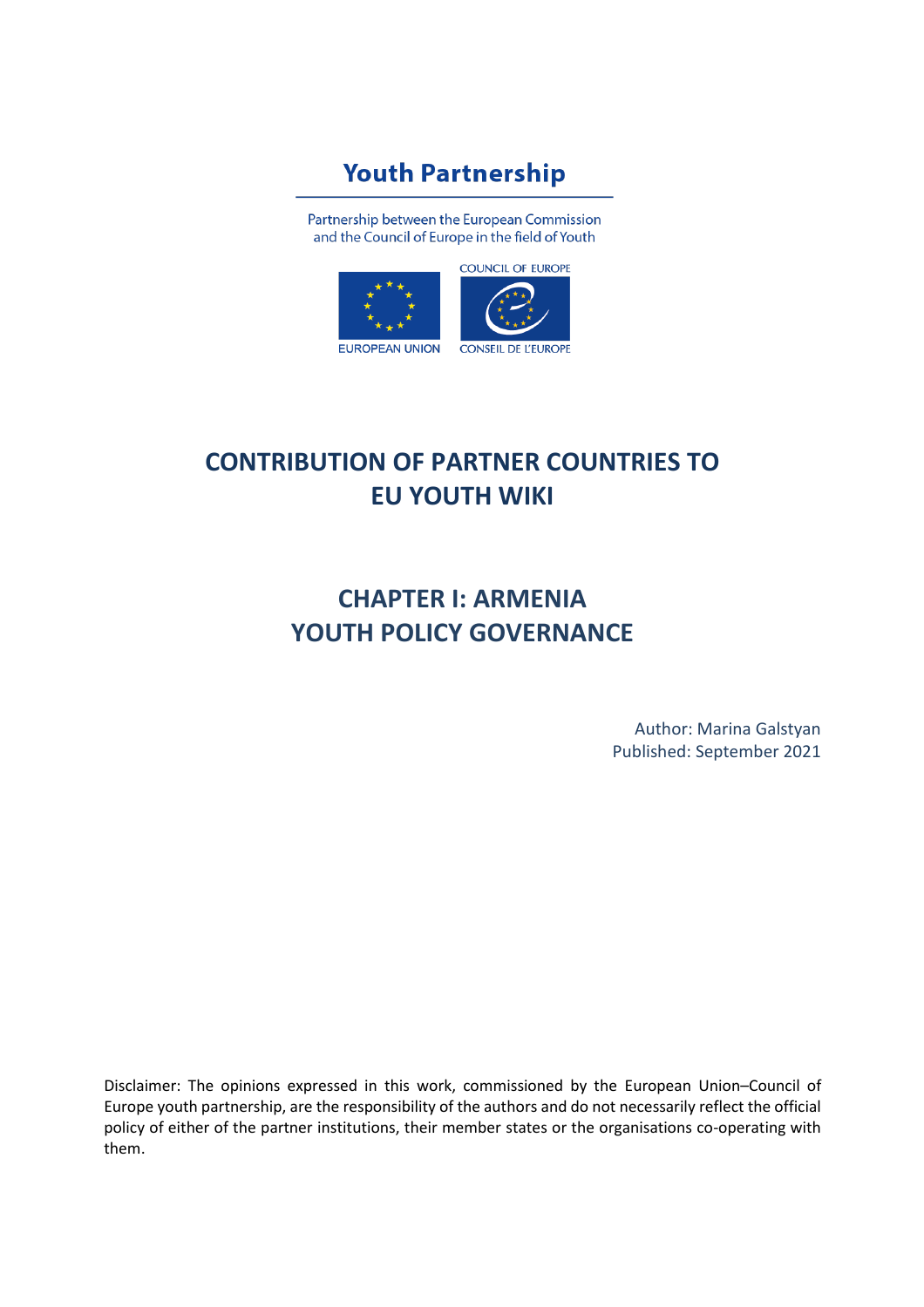**Youth Partnership**

Partnership between the European Commission and the Council of Europe in the field of Youth

EUROPEAN UNION

COUNCIL OF EUROPE

CONSEIL DE L'EUROPE

# CONTRIBUTION OF PARTNER COUNTRIES TO EU YOUTH WIKI

# CHAPTER I: ARMENIA YOUTH POLICY GOVERNANCE

Author: Marina Galstyan
Published: September 2021

Disclaimer: The opinions expressed in this work, commissioned by the European Union–Council of Europe youth partnership, are the responsibility of the authors and do not necessarily reflect the official policy of either of the partner institutions, their member states or the organisations co-operating with them.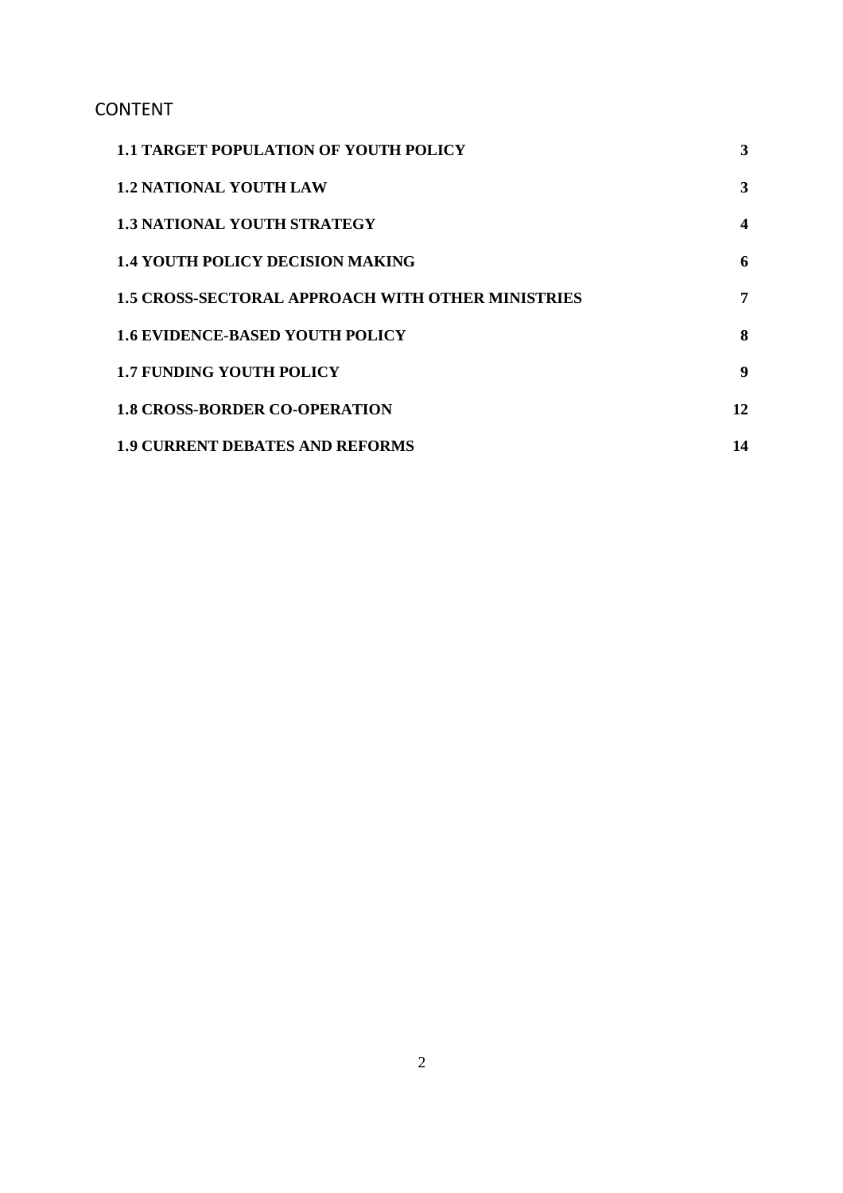## CONTENT

| | |
|---|---|
| **1.1 TARGET POPULATION OF YOUTH POLICY** | **3** |
| **1.2 NATIONAL YOUTH LAW** | **3** |
| **1.3 NATIONAL YOUTH STRATEGY** | **4** |
| **1.4 YOUTH POLICY DECISION MAKING** | **6** |
| **1.5 CROSS-SECTORAL APPROACH WITH OTHER MINISTRIES** | **7** |
| **1.6 EVIDENCE-BASED YOUTH POLICY** | **8** |
| **1.7 FUNDING YOUTH POLICY** | **9** |
| **1.8 CROSS-BORDER CO-OPERATION** | **12** |
| **1.9 CURRENT DEBATES AND REFORMS** | **14** |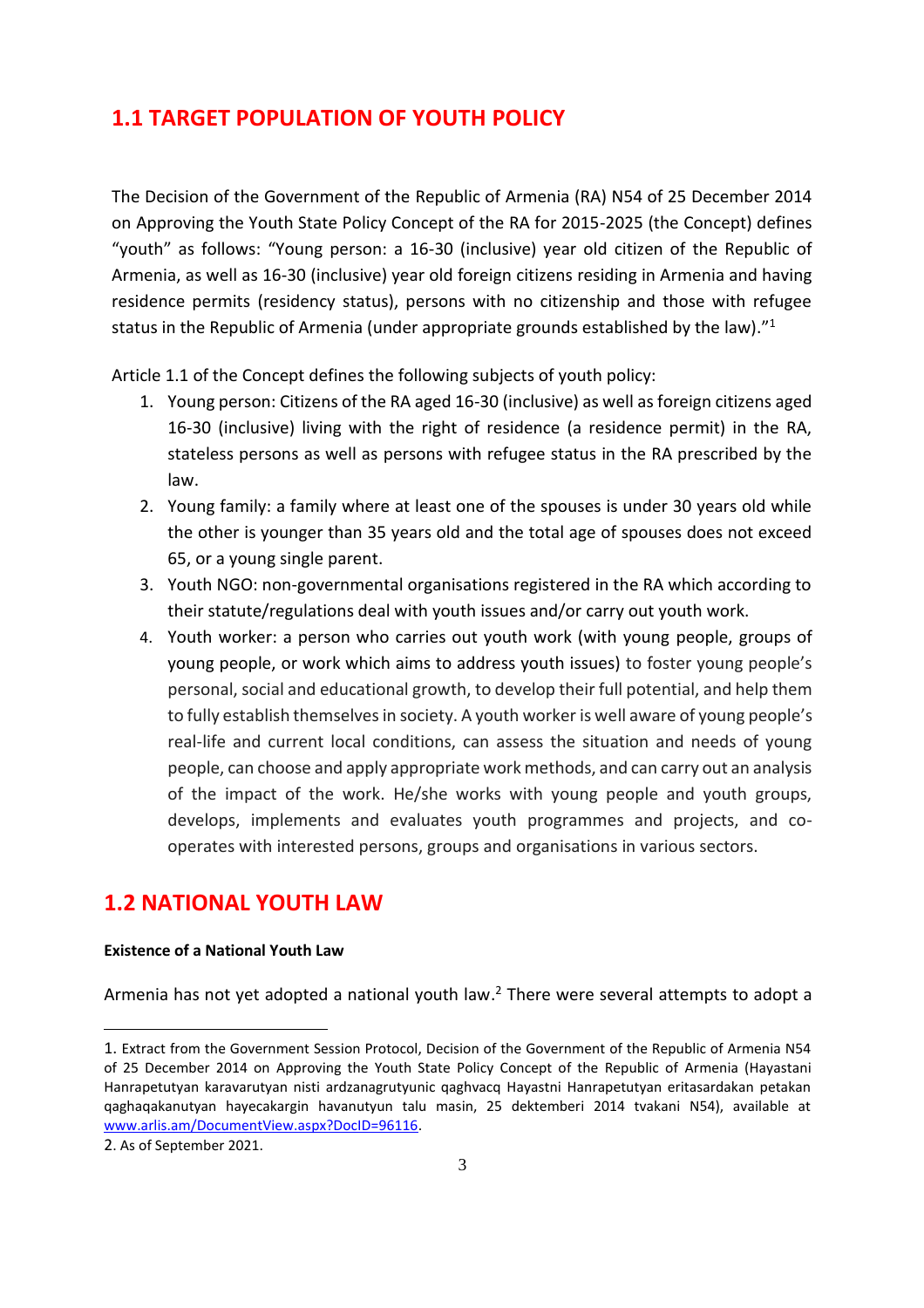## 1.1 TARGET POPULATION OF YOUTH POLICY

The Decision of the Government of the Republic of Armenia (RA) N54 of 25 December 2014 on Approving the Youth State Policy Concept of the RA for 2015-2025 (the Concept) defines "youth" as follows: "Young person: a 16-30 (inclusive) year old citizen of the Republic of Armenia, as well as 16-30 (inclusive) year old foreign citizens residing in Armenia and having residence permits (residency status), persons with no citizenship and those with refugee status in the Republic of Armenia (under appropriate grounds established by the law)."[1]

Article 1.1 of the Concept defines the following subjects of youth policy:

1. Young person: Citizens of the RA aged 16-30 (inclusive) as well as foreign citizens aged 16-30 (inclusive) living with the right of residence (a residence permit) in the RA, stateless persons as well as persons with refugee status in the RA prescribed by the law.
2. Young family: a family where at least one of the spouses is under 30 years old while the other is younger than 35 years old and the total age of spouses does not exceed 65, or a young single parent.
3. Youth NGO: non-governmental organisations registered in the RA which according to their statute/regulations deal with youth issues and/or carry out youth work.
4. Youth worker: a person who carries out youth work (with young people, groups of young people, or work which aims to address youth issues) to foster young people's personal, social and educational growth, to develop their full potential, and help them to fully establish themselves in society. A youth worker is well aware of young people's real-life and current local conditions, can assess the situation and needs of young people, can choose and apply appropriate work methods, and can carry out an analysis of the impact of the work. He/she works with young people and youth groups, develops, implements and evaluates youth programmes and projects, and co-operates with interested persons, groups and organisations in various sectors.

## 1.2 NATIONAL YOUTH LAW

**Existence of a National Youth Law**

Armenia has not yet adopted a national youth law.[2] There were several attempts to adopt a

---

1. Extract from the Government Session Protocol, Decision of the Government of the Republic of Armenia N54 of 25 December 2014 on Approving the Youth State Policy Concept of the Republic of Armenia (Hayastani Hanrapetutyan karavarutyan nisti ardzanagrutyunic qaghvacq Hayastni Hanrapetutyan eritasardakan petakan qaghaqakanutyan hayecakargin havanutyun talu masin, 25 dektemberi 2014 tvakani N54), available at www.arlis.am/DocumentView.aspx?DocID=96116.

2. As of September 2021.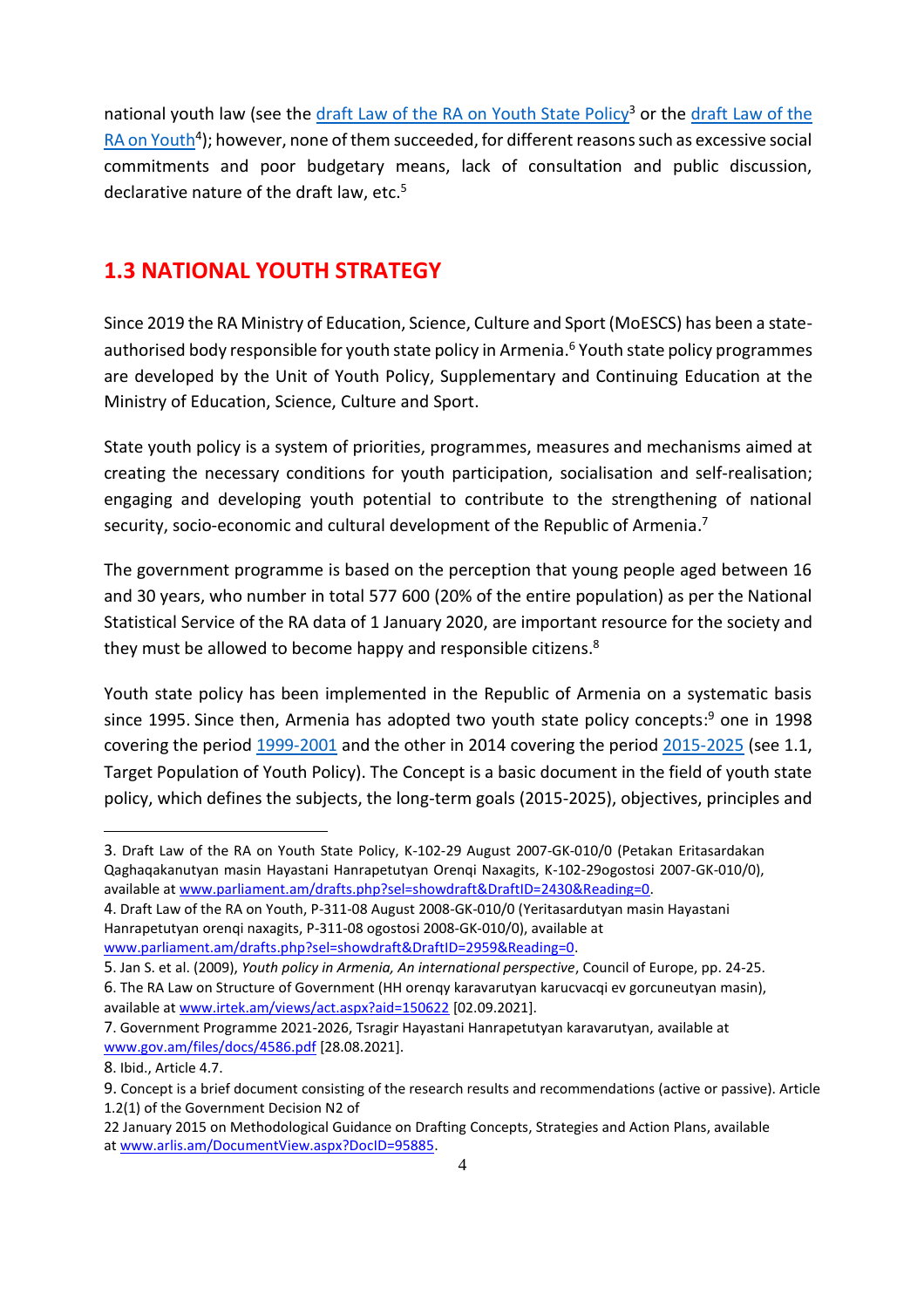national youth law (see the [draft Law of the RA on Youth State Policy](www.parliament.am/drafts.php?sel=showdraft&DraftID=2430&Reading=0)[3] or the [draft Law of the RA on Youth](www.parliament.am/drafts.php?sel=showdraft&DraftID=2959&Reading=0)[4]); however, none of them succeeded, for different reasons such as excessive social commitments and poor budgetary means, lack of consultation and public discussion, declarative nature of the draft law, etc.[5]

## 1.3 NATIONAL YOUTH STRATEGY

Since 2019 the RA Ministry of Education, Science, Culture and Sport (MoESCS) has been a state-authorised body responsible for youth state policy in Armenia.[6] Youth state policy programmes are developed by the Unit of Youth Policy, Supplementary and Continuing Education at the Ministry of Education, Science, Culture and Sport.

State youth policy is a system of priorities, programmes, measures and mechanisms aimed at creating the necessary conditions for youth participation, socialisation and self-realisation; engaging and developing youth potential to contribute to the strengthening of national security, socio-economic and cultural development of the Republic of Armenia.[7]

The government programme is based on the perception that young people aged between 16 and 30 years, who number in total 577 600 (20% of the entire population) as per the National Statistical Service of the RA data of 1 January 2020, are important resource for the society and they must be allowed to become happy and responsible citizens.[8]

Youth state policy has been implemented in the Republic of Armenia on a systematic basis since 1995. Since then, Armenia has adopted two youth state policy concepts:[9] one in 1998 covering the period 1999-2001 and the other in 2014 covering the period 2015-2025 (see 1.1, Target Population of Youth Policy). The Concept is a basic document in the field of youth state policy, which defines the subjects, the long-term goals (2015-2025), objectives, principles and

---

3. Draft Law of the RA on Youth State Policy, K-102-29 August 2007-GK-010/0 (Petakan Eritasardakan Qaghaqakanutyan masin Hayastani Hanrapetutyan Orenqi Naxagits, K-102-29ogostosi 2007-GK-010/0), available at www.parliament.am/drafts.php?sel=showdraft&DraftID=2430&Reading=0.

4. Draft Law of the RA on Youth, P-311-08 August 2008-GK-010/0 (Yeritasardutyan masin Hayastani Hanrapetutyan orenqi naxagits, P-311-08 ogostosi 2008-GK-010/0), available at www.parliament.am/drafts.php?sel=showdraft&DraftID=2959&Reading=0.

5. Jan S. et al. (2009), *Youth policy in Armenia, An international perspective*, Council of Europe, pp. 24-25.

6. The RA Law on Structure of Government (HH orenqy karavarutyan karucvacqi ev gorcuneutyan masin), available at www.irtek.am/views/act.aspx?aid=150622 [02.09.2021].

7. Government Programme 2021-2026, Tsragir Hayastani Hanrapetutyan karavarutyan, available at www.gov.am/files/docs/4586.pdf [28.08.2021].

8. Ibid., Article 4.7.

9. Concept is a brief document consisting of the research results and recommendations (active or passive). Article 1.2(1) of the Government Decision N2 of 22 January 2015 on Methodological Guidance on Drafting Concepts, Strategies and Action Plans, available at www.arlis.am/DocumentView.aspx?DocID=95885.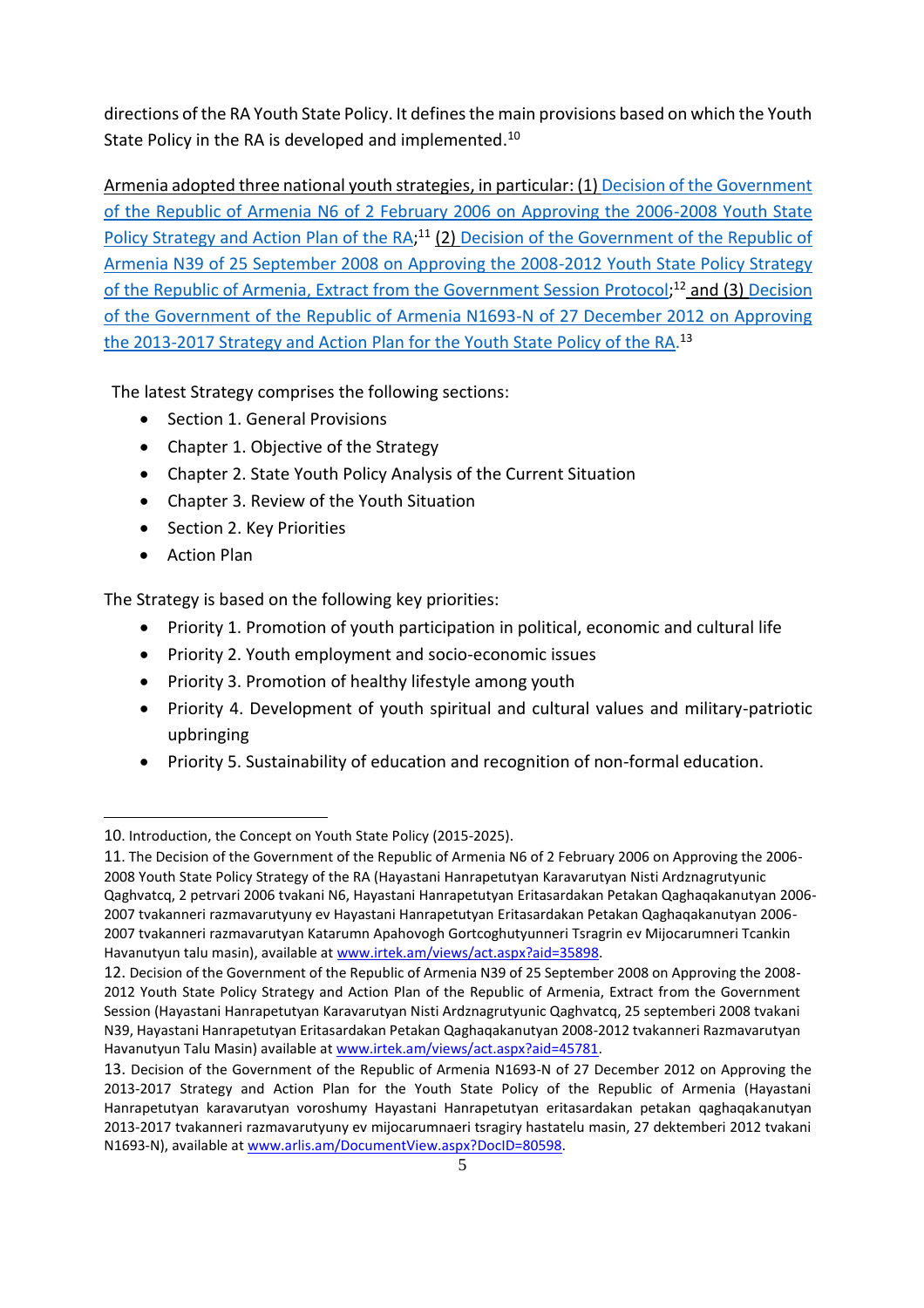directions of the RA Youth State Policy. It defines the main provisions based on which the Youth State Policy in the RA is developed and implemented.[10]

Armenia adopted three national youth strategies, in particular: (1) Decision of the Government of the Republic of Armenia N6 of 2 February 2006 on Approving the 2006-2008 Youth State Policy Strategy and Action Plan of the RA;[11] (2) Decision of the Government of the Republic of Armenia N39 of 25 September 2008 on Approving the 2008-2012 Youth State Policy Strategy of the Republic of Armenia, Extract from the Government Session Protocol;[12] and (3) Decision of the Government of the Republic of Armenia N1693-N of 27 December 2012 on Approving the 2013-2017 Strategy and Action Plan for the Youth State Policy of the RA.[13]

The latest Strategy comprises the following sections:

- Section 1. General Provisions
- Chapter 1. Objective of the Strategy
- Chapter 2. State Youth Policy Analysis of the Current Situation
- Chapter 3. Review of the Youth Situation
- Section 2. Key Priorities
- Action Plan

The Strategy is based on the following key priorities:

- Priority 1. Promotion of youth participation in political, economic and cultural life
- Priority 2. Youth employment and socio-economic issues
- Priority 3. Promotion of healthy lifestyle among youth
- Priority 4. Development of youth spiritual and cultural values and military-patriotic upbringing
- Priority 5. Sustainability of education and recognition of non-formal education.

---

10. Introduction, the Concept on Youth State Policy (2015-2025).

11. The Decision of the Government of the Republic of Armenia N6 of 2 February 2006 on Approving the 2006-2008 Youth State Policy Strategy of the RA (Hayastani Hanrapetutyan Karavarutyan Nisti Ardznagrutyunic Qaghvatcq, 2 petrvari 2006 tvakani N6, Hayastani Hanrapetutyan Eritasardakan Petakan Qaghaqakanutyan 2006-2007 tvakanneri razmavarutyuny ev Hayastani Hanrapetutyan Eritasardakan Petakan Qaghaqakanutyan 2006-2007 tvakanneri razmavarutyany Katarumn Apahovogh Gortcoghutyunneri Tsragrin ev Mijocarumneri Tcankin Havanutyun talu masin), available at www.irtek.am/views/act.aspx?aid=35898.

12. Decision of the Government of the Republic of Armenia N39 of 25 September 2008 on Approving the 2008-2012 Youth State Policy Strategy and Action Plan of the Republic of Armenia, Extract from the Government Session (Hayastani Hanrapetutyan Karavarutyan Nisti Ardznagrutyunic Qaghvatcq, 25 septemberi 2008 tvakani N39, Hayastani Hanrapetutyan Eritasardakan Petakan Qaghaqakanutyan 2008-2012 tvakanneri Razmavarutyan Havanutyun Talu Masin) available at www.irtek.am/views/act.aspx?aid=45781.

13. Decision of the Government of the Republic of Armenia N1693-N of 27 December 2012 on Approving the 2013-2017 Strategy and Action Plan for the Youth State Policy of the Republic of Armenia (Hayastani Hanrapetutyan karavarutyan voroshumy Hayastani Hanrapetutyan eritasardakan petakan qaghaqakanutyan 2013-2017 tvakanneri razmavarutyuny ev mijocarumnaeri tsragiry hastatelu masin, 27 dektemberi 2012 tvakani N1693-N), available at www.arlis.am/DocumentView.aspx?DocID=80598.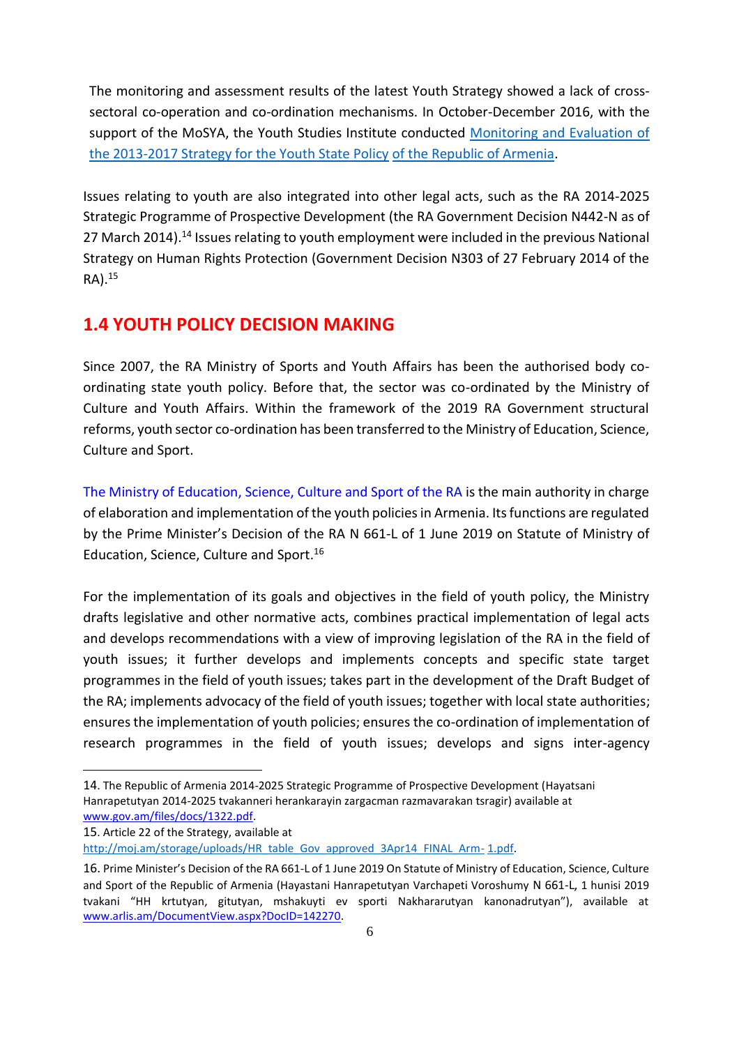The monitoring and assessment results of the latest Youth Strategy showed a lack of cross-sectoral co-operation and co-ordination mechanisms. In October-December 2016, with the support of the MoSYA, the Youth Studies Institute conducted [Monitoring and Evaluation of the 2013-2017 Strategy for the Youth State Policy of the Republic of Armenia](#).

Issues relating to youth are also integrated into other legal acts, such as the RA 2014-2025 Strategic Programme of Prospective Development (the RA Government Decision N442-N as of 27 March 2014).[14] Issues relating to youth employment were included in the previous National Strategy on Human Rights Protection (Government Decision N303 of 27 February 2014 of the RA).[15]

## 1.4 YOUTH POLICY DECISION MAKING

Since 2007, the RA Ministry of Sports and Youth Affairs has been the authorised body co-ordinating state youth policy. Before that, the sector was co-ordinated by the Ministry of Culture and Youth Affairs. Within the framework of the 2019 RA Government structural reforms, youth sector co-ordination has been transferred to the Ministry of Education, Science, Culture and Sport.

The Ministry of Education, Science, Culture and Sport of the RA is the main authority in charge of elaboration and implementation of the youth policies in Armenia. Its functions are regulated by the Prime Minister's Decision of the RA N 661-L of 1 June 2019 on Statute of Ministry of Education, Science, Culture and Sport.[16]

For the implementation of its goals and objectives in the field of youth policy, the Ministry drafts legislative and other normative acts, combines practical implementation of legal acts and develops recommendations with a view of improving legislation of the RA in the field of youth issues; it further develops and implements concepts and specific state target programmes in the field of youth issues; takes part in the development of the Draft Budget of the RA; implements advocacy of the field of youth issues; together with local state authorities; ensures the implementation of youth policies; ensures the co-ordination of implementation of research programmes in the field of youth issues; develops and signs inter-agency

---

14. The Republic of Armenia 2014-2025 Strategic Programme of Prospective Development (Hayatsani Hanrapetutyan 2014-2025 tvakanneri herankarayin zargacman razmavarakan tsragir) available at www.gov.am/files/docs/1322.pdf.

15. Article 22 of the Strategy, available at http://moj.am/storage/uploads/HR_table_Gov_approved_3Apr14_FINAL_Arm-1.pdf.

16. Prime Minister's Decision of the RA 661-L of 1 June 2019 On Statute of Ministry of Education, Science, Culture and Sport of the Republic of Armenia (Hayastani Hanrapetutyan Varchapeti Voroshumy N 661-L, 1 hunisi 2019 tvakani "HH krtutyan, gitutyan, mshakuyti ev sporti Nakhararutyan kanonadrutyan"), available at www.arlis.am/DocumentView.aspx?DocID=142270.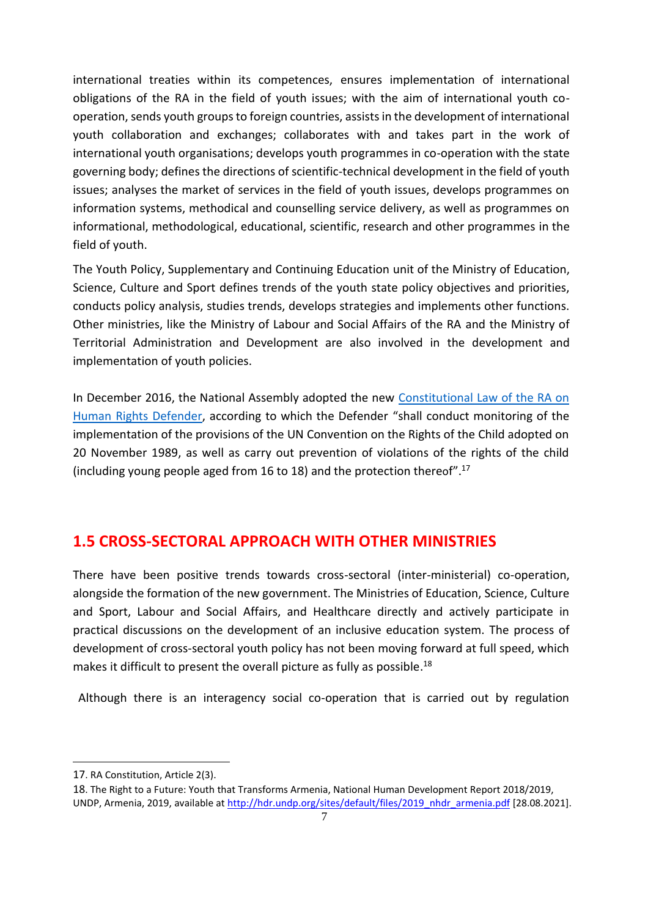international treaties within its competences, ensures implementation of international obligations of the RA in the field of youth issues; with the aim of international youth co-operation, sends youth groups to foreign countries, assists in the development of international youth collaboration and exchanges; collaborates with and takes part in the work of international youth organisations; develops youth programmes in co-operation with the state governing body; defines the directions of scientific-technical development in the field of youth issues; analyses the market of services in the field of youth issues, develops programmes on information systems, methodical and counselling service delivery, as well as programmes on informational, methodological, educational, scientific, research and other programmes in the field of youth.

The Youth Policy, Supplementary and Continuing Education unit of the Ministry of Education, Science, Culture and Sport defines trends of the youth state policy objectives and priorities, conducts policy analysis, studies trends, develops strategies and implements other functions. Other ministries, like the Ministry of Labour and Social Affairs of the RA and the Ministry of Territorial Administration and Development are also involved in the development and implementation of youth policies.

In December 2016, the National Assembly adopted the new [Constitutional Law of the RA on Human Rights Defender](), according to which the Defender "shall conduct monitoring of the implementation of the provisions of the UN Convention on the Rights of the Child adopted on 20 November 1989, as well as carry out prevention of violations of the rights of the child (including young people aged from 16 to 18) and the protection thereof".[17]

## 1.5 CROSS-SECTORAL APPROACH WITH OTHER MINISTRIES

There have been positive trends towards cross-sectoral (inter-ministerial) co-operation, alongside the formation of the new government. The Ministries of Education, Science, Culture and Sport, Labour and Social Affairs, and Healthcare directly and actively participate in practical discussions on the development of an inclusive education system. The process of development of cross-sectoral youth policy has not been moving forward at full speed, which makes it difficult to present the overall picture as fully as possible.[18]

Although there is an interagency social co-operation that is carried out by regulation

---

17. RA Constitution, Article 2(3).

18. The Right to a Future: Youth that Transforms Armenia, National Human Development Report 2018/2019, UNDP, Armenia, 2019, available at http://hdr.undp.org/sites/default/files/2019_nhdr_armenia.pdf [28.08.2021].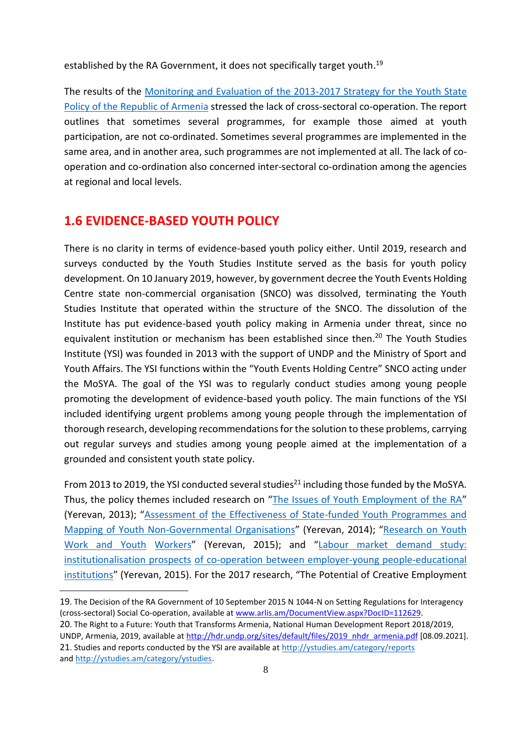established by the RA Government, it does not specifically target youth.[19]

The results of the Monitoring and Evaluation of the 2013-2017 Strategy for the Youth State Policy of the Republic of Armenia stressed the lack of cross-sectoral co-operation. The report outlines that sometimes several programmes, for example those aimed at youth participation, are not co-ordinated. Sometimes several programmes are implemented in the same area, and in another area, such programmes are not implemented at all. The lack of co-operation and co-ordination also concerned inter-sectoral co-ordination among the agencies at regional and local levels.

## 1.6 EVIDENCE-BASED YOUTH POLICY

There is no clarity in terms of evidence-based youth policy either. Until 2019, research and surveys conducted by the Youth Studies Institute served as the basis for youth policy development. On 10 January 2019, however, by government decree the Youth Events Holding Centre state non-commercial organisation (SNCO) was dissolved, terminating the Youth Studies Institute that operated within the structure of the SNCO. The dissolution of the Institute has put evidence-based youth policy making in Armenia under threat, since no equivalent institution or mechanism has been established since then.[20] The Youth Studies Institute (YSI) was founded in 2013 with the support of UNDP and the Ministry of Sport and Youth Affairs. The YSI functions within the "Youth Events Holding Centre" SNCO acting under the MoSYA. The goal of the YSI was to regularly conduct studies among young people promoting the development of evidence-based youth policy. The main functions of the YSI included identifying urgent problems among young people through the implementation of thorough research, developing recommendations for the solution to these problems, carrying out regular surveys and studies among young people aimed at the implementation of a grounded and consistent youth state policy.

From 2013 to 2019, the YSI conducted several studies[21] including those funded by the MoSYA. Thus, the policy themes included research on "The Issues of Youth Employment of the RA" (Yerevan, 2013); "Assessment of the Effectiveness of State-funded Youth Programmes and Mapping of Youth Non-Governmental Organisations" (Yerevan, 2014); "Research on Youth Work and Youth Workers" (Yerevan, 2015); and "Labour market demand study: institutionalisation prospects of co-operation between employer-young people-educational institutions" (Yerevan, 2015). For the 2017 research, "The Potential of Creative Employment

---

19. The Decision of the RA Government of 10 September 2015 N 1044-N on Setting Regulations for Interagency (cross-sectoral) Social Co-operation, available at www.arlis.am/DocumentView.aspx?DocID=112629.

20. The Right to a Future: Youth that Transforms Armenia, National Human Development Report 2018/2019, UNDP, Armenia, 2019, available at http://hdr.undp.org/sites/default/files/2019_nhdr_armenia.pdf [08.09.2021].

21. Studies and reports conducted by the YSI are available at http://ystudies.am/category/reports and http://ystudies.am/category/ystudies.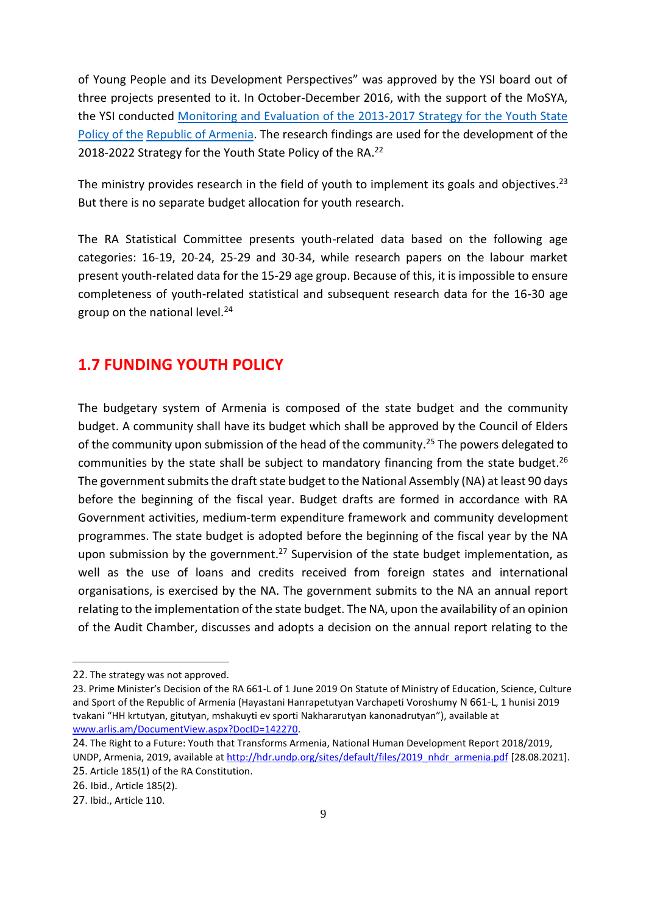of Young People and its Development Perspectives" was approved by the YSI board out of three projects presented to it. In October-December 2016, with the support of the MoSYA, the YSI conducted [Monitoring and Evaluation of the 2013-2017 Strategy for the Youth State Policy of the Republic of Armenia](). The research findings are used for the development of the 2018-2022 Strategy for the Youth State Policy of the RA.[22]

The ministry provides research in the field of youth to implement its goals and objectives.[23] But there is no separate budget allocation for youth research.

The RA Statistical Committee presents youth-related data based on the following age categories: 16-19, 20-24, 25-29 and 30-34, while research papers on the labour market present youth-related data for the 15-29 age group. Because of this, it is impossible to ensure completeness of youth-related statistical and subsequent research data for the 16-30 age group on the national level.[24]

## 1.7 FUNDING YOUTH POLICY

The budgetary system of Armenia is composed of the state budget and the community budget. A community shall have its budget which shall be approved by the Council of Elders of the community upon submission of the head of the community.[25] The powers delegated to communities by the state shall be subject to mandatory financing from the state budget.[26] The government submits the draft state budget to the National Assembly (NA) at least 90 days before the beginning of the fiscal year. Budget drafts are formed in accordance with RA Government activities, medium-term expenditure framework and community development programmes. The state budget is adopted before the beginning of the fiscal year by the NA upon submission by the government.[27] Supervision of the state budget implementation, as well as the use of loans and credits received from foreign states and international organisations, is exercised by the NA. The government submits to the NA an annual report relating to the implementation of the state budget. The NA, upon the availability of an opinion of the Audit Chamber, discusses and adopts a decision on the annual report relating to the

---

22. The strategy was not approved.

23. Prime Minister's Decision of the RA 661-L of 1 June 2019 On Statute of Ministry of Education, Science, Culture and Sport of the Republic of Armenia (Hayastani Hanrapetutyan Varchapeti Voroshumy N 661-L, 1 hunisi 2019 tvakani "HH krtutyan, gitutyan, mshakuyti ev sporti Nakhararutyan kanonadrutyan"), available at www.arlis.am/DocumentView.aspx?DocID=142270.

24. The Right to a Future: Youth that Transforms Armenia, National Human Development Report 2018/2019, UNDP, Armenia, 2019, available at http://hdr.undp.org/sites/default/files/2019_nhdr_armenia.pdf [28.08.2021].

25. Article 185(1) of the RA Constitution.

26. Ibid., Article 185(2).

27. Ibid., Article 110.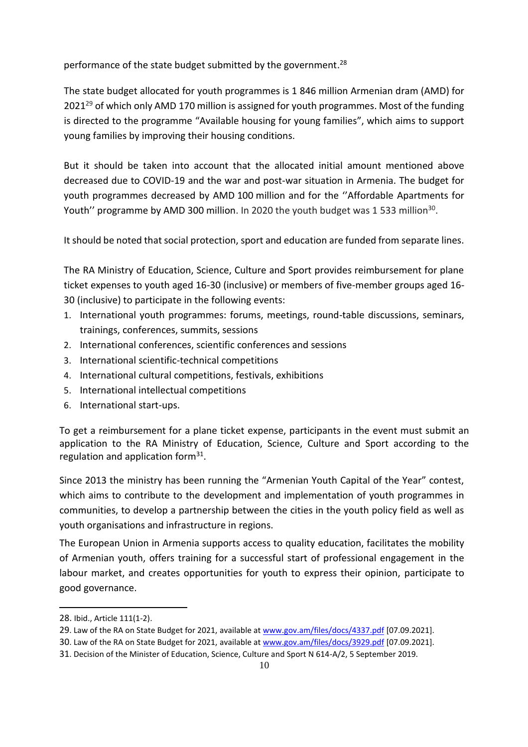performance of the state budget submitted by the government.[28]

The state budget allocated for youth programmes is 1 846 million Armenian dram (AMD) for 2021[29] of which only AMD 170 million is assigned for youth programmes. Most of the funding is directed to the programme "Available housing for young families", which aims to support young families by improving their housing conditions.

But it should be taken into account that the allocated initial amount mentioned above decreased due to COVID-19 and the war and post-war situation in Armenia. The budget for youth programmes decreased by AMD 100 million and for the ''Affordable Apartments for Youth'' programme by AMD 300 million. In 2020 the youth budget was 1 533 million[30].

It should be noted that social protection, sport and education are funded from separate lines.

The RA Ministry of Education, Science, Culture and Sport provides reimbursement for plane ticket expenses to youth aged 16-30 (inclusive) or members of five-member groups aged 16-30 (inclusive) to participate in the following events:

1. International youth programmes: forums, meetings, round-table discussions, seminars, trainings, conferences, summits, sessions
2. International conferences, scientific conferences and sessions
3. International scientific-technical competitions
4. International cultural competitions, festivals, exhibitions
5. International intellectual competitions
6. International start-ups.

To get a reimbursement for a plane ticket expense, participants in the event must submit an application to the RA Ministry of Education, Science, Culture and Sport according to the regulation and application form[31].

Since 2013 the ministry has been running the "Armenian Youth Capital of the Year" contest, which aims to contribute to the development and implementation of youth programmes in communities, to develop a partnership between the cities in the youth policy field as well as youth organisations and infrastructure in regions.

The European Union in Armenia supports access to quality education, facilitates the mobility of Armenian youth, offers training for a successful start of professional engagement in the labour market, and creates opportunities for youth to express their opinion, participate to good governance.

---

28. Ibid., Article 111(1-2).

29. Law of the RA on State Budget for 2021, available at www.gov.am/files/docs/4337.pdf [07.09.2021].

30. Law of the RA on State Budget for 2021, available at www.gov.am/files/docs/3929.pdf [07.09.2021].

31. Decision of the Minister of Education, Science, Culture and Sport N 614-A/2, 5 September 2019.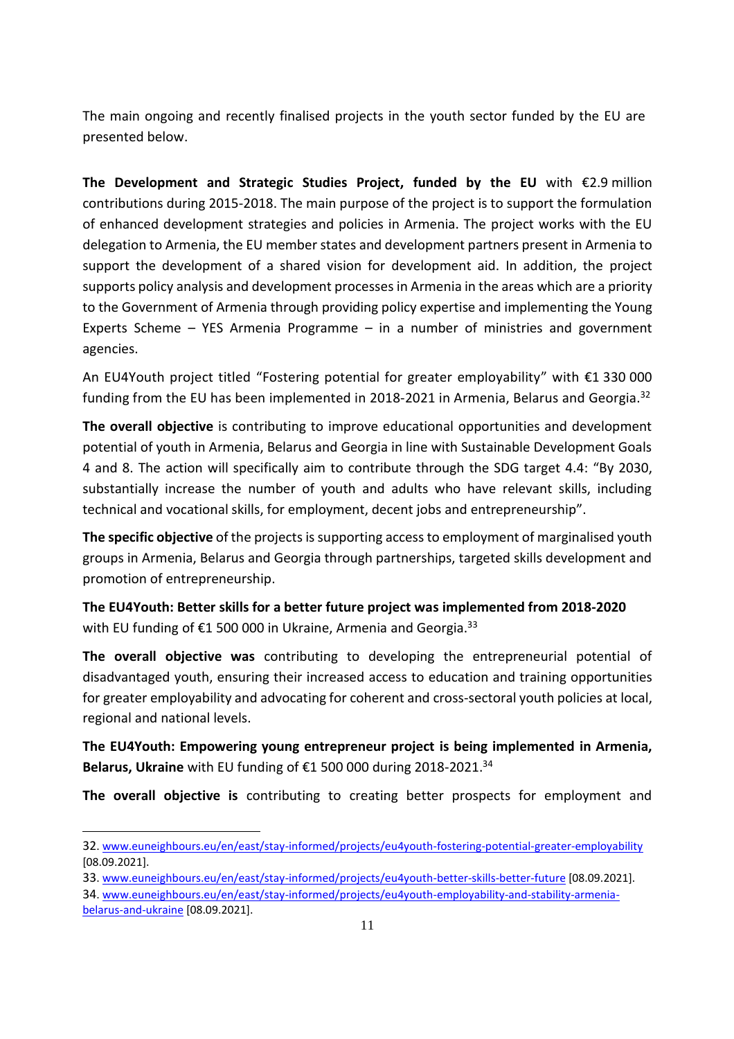The main ongoing and recently finalised projects in the youth sector funded by the EU are presented below.

**The Development and Strategic Studies Project, funded by the EU** with €2.9 million contributions during 2015-2018. The main purpose of the project is to support the formulation of enhanced development strategies and policies in Armenia. The project works with the EU delegation to Armenia, the EU member states and development partners present in Armenia to support the development of a shared vision for development aid. In addition, the project supports policy analysis and development processes in Armenia in the areas which are a priority to the Government of Armenia through providing policy expertise and implementing the Young Experts Scheme – YES Armenia Programme – in a number of ministries and government agencies.

An EU4Youth project titled "Fostering potential for greater employability" with €1 330 000 funding from the EU has been implemented in 2018-2021 in Armenia, Belarus and Georgia.[32]

**The overall objective** is contributing to improve educational opportunities and development potential of youth in Armenia, Belarus and Georgia in line with Sustainable Development Goals 4 and 8. The action will specifically aim to contribute through the SDG target 4.4: "By 2030, substantially increase the number of youth and adults who have relevant skills, including technical and vocational skills, for employment, decent jobs and entrepreneurship".

**The specific objective** of the projects is supporting access to employment of marginalised youth groups in Armenia, Belarus and Georgia through partnerships, targeted skills development and promotion of entrepreneurship.

**The EU4Youth: Better skills for a better future project was implemented from 2018-2020** with EU funding of €1 500 000 in Ukraine, Armenia and Georgia.[33]

**The overall objective was** contributing to developing the entrepreneurial potential of disadvantaged youth, ensuring their increased access to education and training opportunities for greater employability and advocating for coherent and cross-sectoral youth policies at local, regional and national levels.

**The EU4Youth: Empowering young entrepreneur project is being implemented in Armenia, Belarus, Ukraine** with EU funding of €1 500 000 during 2018-2021.[34]

**The overall objective is** contributing to creating better prospects for employment and

---

32. www.euneighbours.eu/en/east/stay-informed/projects/eu4youth-fostering-potential-greater-employability [08.09.2021].

33. www.euneighbours.eu/en/east/stay-informed/projects/eu4youth-better-skills-better-future [08.09.2021].

34. www.euneighbours.eu/en/east/stay-informed/projects/eu4youth-employability-and-stability-armenia-belarus-and-ukraine [08.09.2021].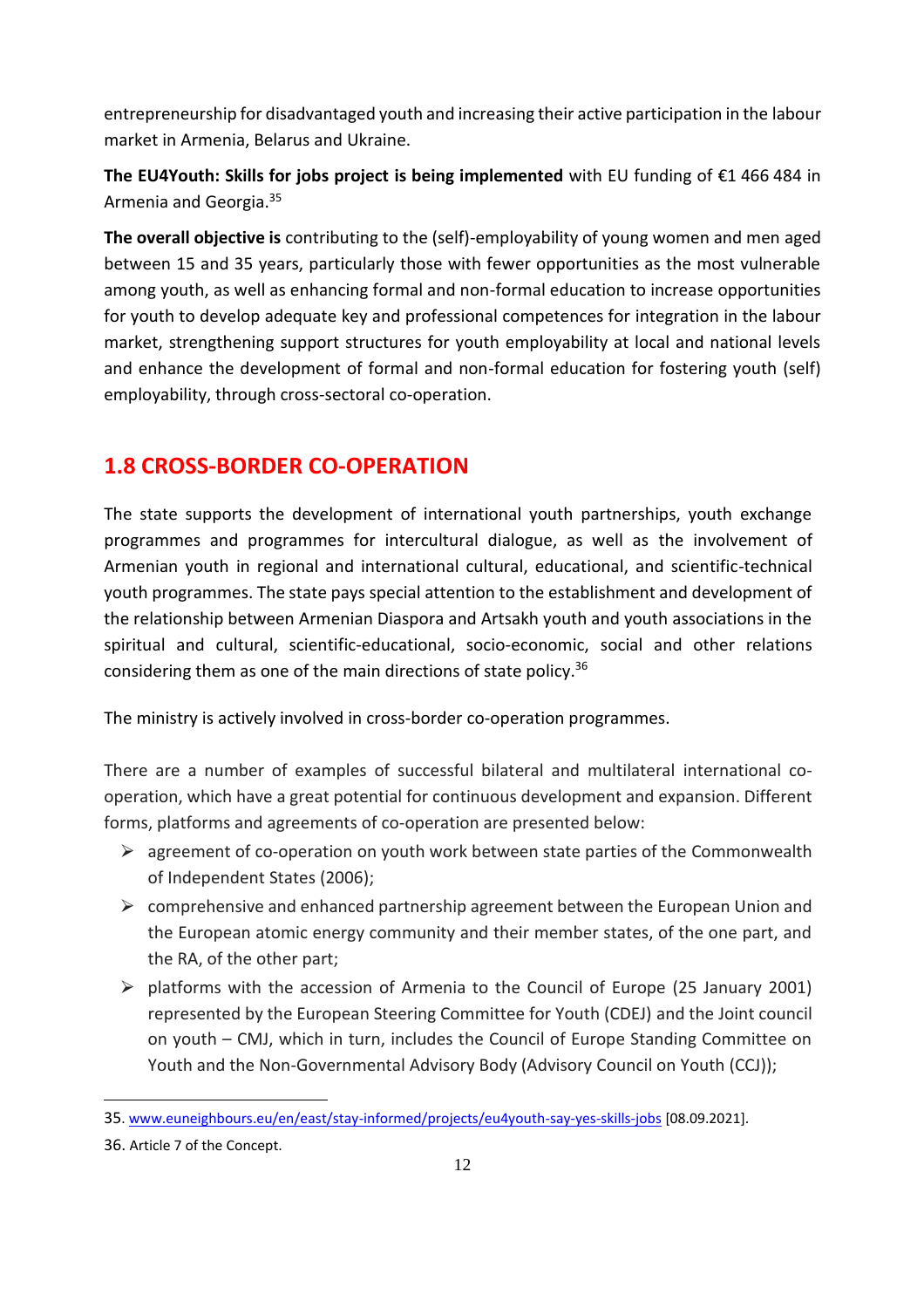entrepreneurship for disadvantaged youth and increasing their active participation in the labour market in Armenia, Belarus and Ukraine.

**The EU4Youth: Skills for jobs project is being implemented** with EU funding of €1 466 484 in Armenia and Georgia.[35]

**The overall objective is** contributing to the (self)-employability of young women and men aged between 15 and 35 years, particularly those with fewer opportunities as the most vulnerable among youth, as well as enhancing formal and non-formal education to increase opportunities for youth to develop adequate key and professional competences for integration in the labour market, strengthening support structures for youth employability at local and national levels and enhance the development of formal and non-formal education for fostering youth (self) employability, through cross-sectoral co-operation.

## 1.8 CROSS-BORDER CO-OPERATION

The state supports the development of international youth partnerships, youth exchange programmes and programmes for intercultural dialogue, as well as the involvement of Armenian youth in regional and international cultural, educational, and scientific-technical youth programmes. The state pays special attention to the establishment and development of the relationship between Armenian Diaspora and Artsakh youth and youth associations in the spiritual and cultural, scientific-educational, socio-economic, social and other relations considering them as one of the main directions of state policy.[36]

The ministry is actively involved in cross-border co-operation programmes.

There are a number of examples of successful bilateral and multilateral international co-operation, which have a great potential for continuous development and expansion. Different forms, platforms and agreements of co-operation are presented below:

- agreement of co-operation on youth work between state parties of the Commonwealth of Independent States (2006);
- comprehensive and enhanced partnership agreement between the European Union and the European atomic energy community and their member states, of the one part, and the RA, of the other part;
- platforms with the accession of Armenia to the Council of Europe (25 January 2001) represented by the European Steering Committee for Youth (CDEJ) and the Joint council on youth – CMJ, which in turn, includes the Council of Europe Standing Committee on Youth and the Non-Governmental Advisory Body (Advisory Council on Youth (CCJ));

35. www.euneighbours.eu/en/east/stay-informed/projects/eu4youth-say-yes-skills-jobs [08.09.2021].

36. Article 7 of the Concept.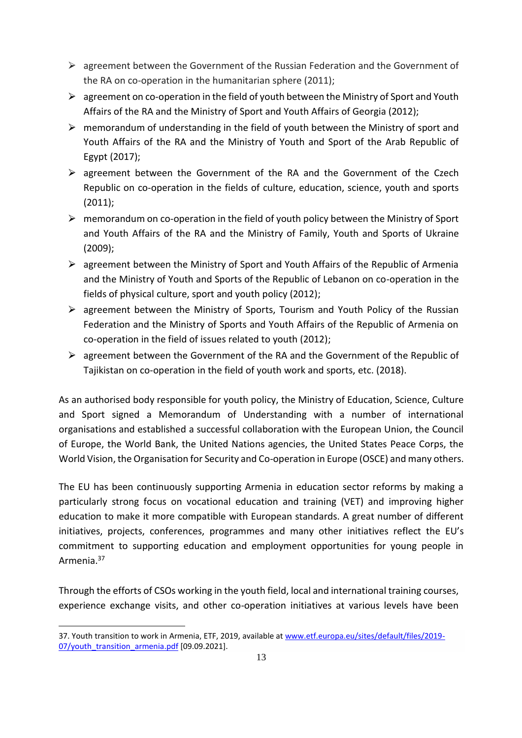- agreement between the Government of the Russian Federation and the Government of the RA on co-operation in the humanitarian sphere (2011);
- agreement on co-operation in the field of youth between the Ministry of Sport and Youth Affairs of the RA and the Ministry of Sport and Youth Affairs of Georgia (2012);
- memorandum of understanding in the field of youth between the Ministry of sport and Youth Affairs of the RA and the Ministry of Youth and Sport of the Arab Republic of Egypt (2017);
- agreement between the Government of the RA and the Government of the Czech Republic on co-operation in the fields of culture, education, science, youth and sports (2011);
- memorandum on co-operation in the field of youth policy between the Ministry of Sport and Youth Affairs of the RA and the Ministry of Family, Youth and Sports of Ukraine (2009);
- agreement between the Ministry of Sport and Youth Affairs of the Republic of Armenia and the Ministry of Youth and Sports of the Republic of Lebanon on co-operation in the fields of physical culture, sport and youth policy (2012);
- agreement between the Ministry of Sports, Tourism and Youth Policy of the Russian Federation and the Ministry of Sports and Youth Affairs of the Republic of Armenia on co-operation in the field of issues related to youth (2012);
- agreement between the Government of the RA and the Government of the Republic of Tajikistan on co-operation in the field of youth work and sports, etc. (2018).

As an authorised body responsible for youth policy, the Ministry of Education, Science, Culture and Sport signed a Memorandum of Understanding with a number of international organisations and established a successful collaboration with the European Union, the Council of Europe, the World Bank, the United Nations agencies, the United States Peace Corps, the World Vision, the Organisation for Security and Co-operation in Europe (OSCE) and many others.

The EU has been continuously supporting Armenia in education sector reforms by making a particularly strong focus on vocational education and training (VET) and improving higher education to make it more compatible with European standards. A great number of different initiatives, projects, conferences, programmes and many other initiatives reflect the EU's commitment to supporting education and employment opportunities for young people in Armenia.[37]

Through the efforts of CSOs working in the youth field, local and international training courses, experience exchange visits, and other co-operation initiatives at various levels have been

---

37. Youth transition to work in Armenia, ETF, 2019, available at www.etf.europa.eu/sites/default/files/2019-07/youth_transition_armenia.pdf [09.09.2021].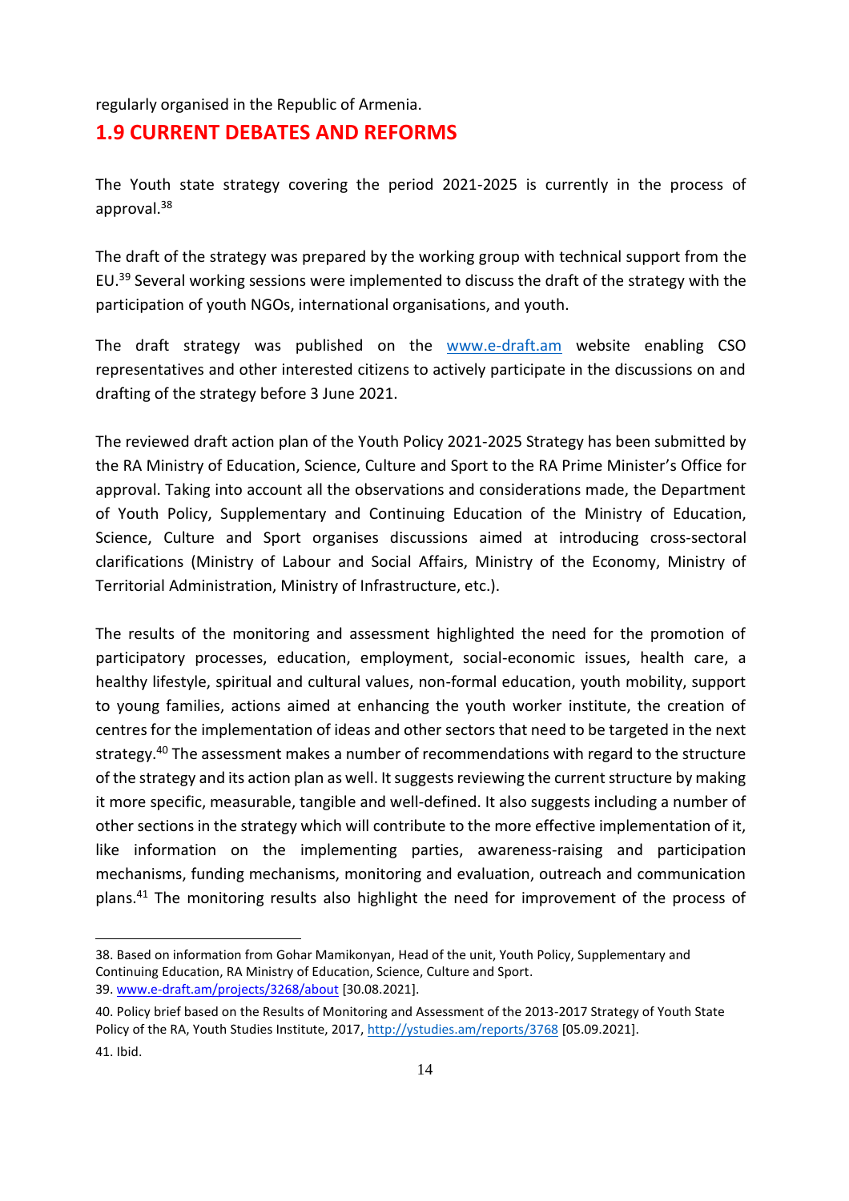regularly organised in the Republic of Armenia.

## 1.9 CURRENT DEBATES AND REFORMS

The Youth state strategy covering the period 2021-2025 is currently in the process of approval.[38]

The draft of the strategy was prepared by the working group with technical support from the EU.[39] Several working sessions were implemented to discuss the draft of the strategy with the participation of youth NGOs, international organisations, and youth.

The draft strategy was published on the www.e-draft.am website enabling CSO representatives and other interested citizens to actively participate in the discussions on and drafting of the strategy before 3 June 2021.

The reviewed draft action plan of the Youth Policy 2021-2025 Strategy has been submitted by the RA Ministry of Education, Science, Culture and Sport to the RA Prime Minister's Office for approval. Taking into account all the observations and considerations made, the Department of Youth Policy, Supplementary and Continuing Education of the Ministry of Education, Science, Culture and Sport organises discussions aimed at introducing cross-sectoral clarifications (Ministry of Labour and Social Affairs, Ministry of the Economy, Ministry of Territorial Administration, Ministry of Infrastructure, etc.).

The results of the monitoring and assessment highlighted the need for the promotion of participatory processes, education, employment, social-economic issues, health care, a healthy lifestyle, spiritual and cultural values, non-formal education, youth mobility, support to young families, actions aimed at enhancing the youth worker institute, the creation of centres for the implementation of ideas and other sectors that need to be targeted in the next strategy.[40] The assessment makes a number of recommendations with regard to the structure of the strategy and its action plan as well. It suggests reviewing the current structure by making it more specific, measurable, tangible and well-defined. It also suggests including a number of other sections in the strategy which will contribute to the more effective implementation of it, like information on the implementing parties, awareness-raising and participation mechanisms, funding mechanisms, monitoring and evaluation, outreach and communication plans.[41] The monitoring results also highlight the need for improvement of the process of

---

38. Based on information from Gohar Mamikonyan, Head of the unit, Youth Policy, Supplementary and Continuing Education, RA Ministry of Education, Science, Culture and Sport.
39. www.e-draft.am/projects/3268/about [30.08.2021].
40. Policy brief based on the Results of Monitoring and Assessment of the 2013-2017 Strategy of Youth State Policy of the RA, Youth Studies Institute, 2017, http://ystudies.am/reports/3768 [05.09.2021].
41. Ibid.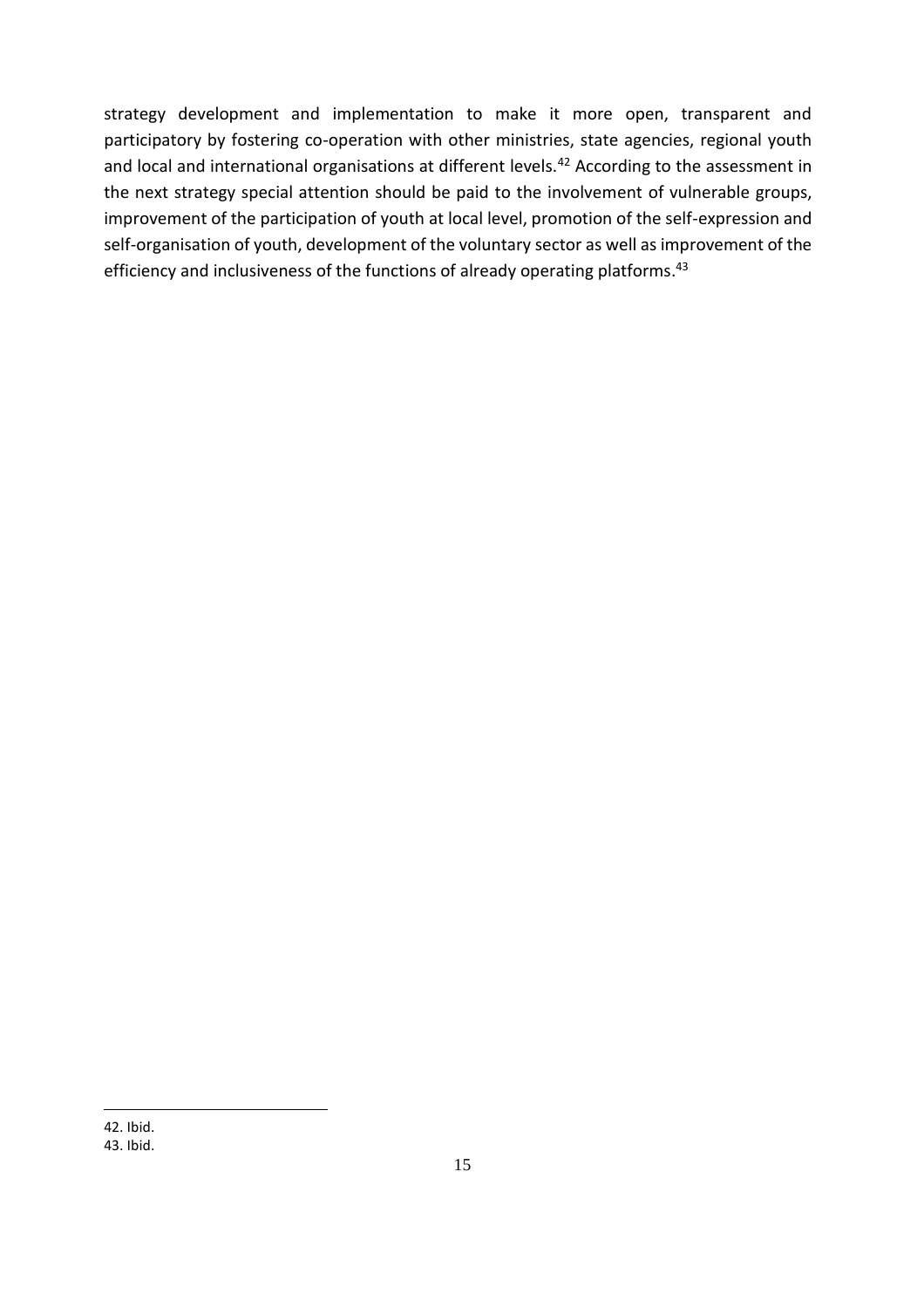strategy development and implementation to make it more open, transparent and participatory by fostering co-operation with other ministries, state agencies, regional youth and local and international organisations at different levels.[42] According to the assessment in the next strategy special attention should be paid to the involvement of vulnerable groups, improvement of the participation of youth at local level, promotion of the self-expression and self-organisation of youth, development of the voluntary sector as well as improvement of the efficiency and inclusiveness of the functions of already operating platforms.[43]

---

42. Ibid.

43. Ibid.